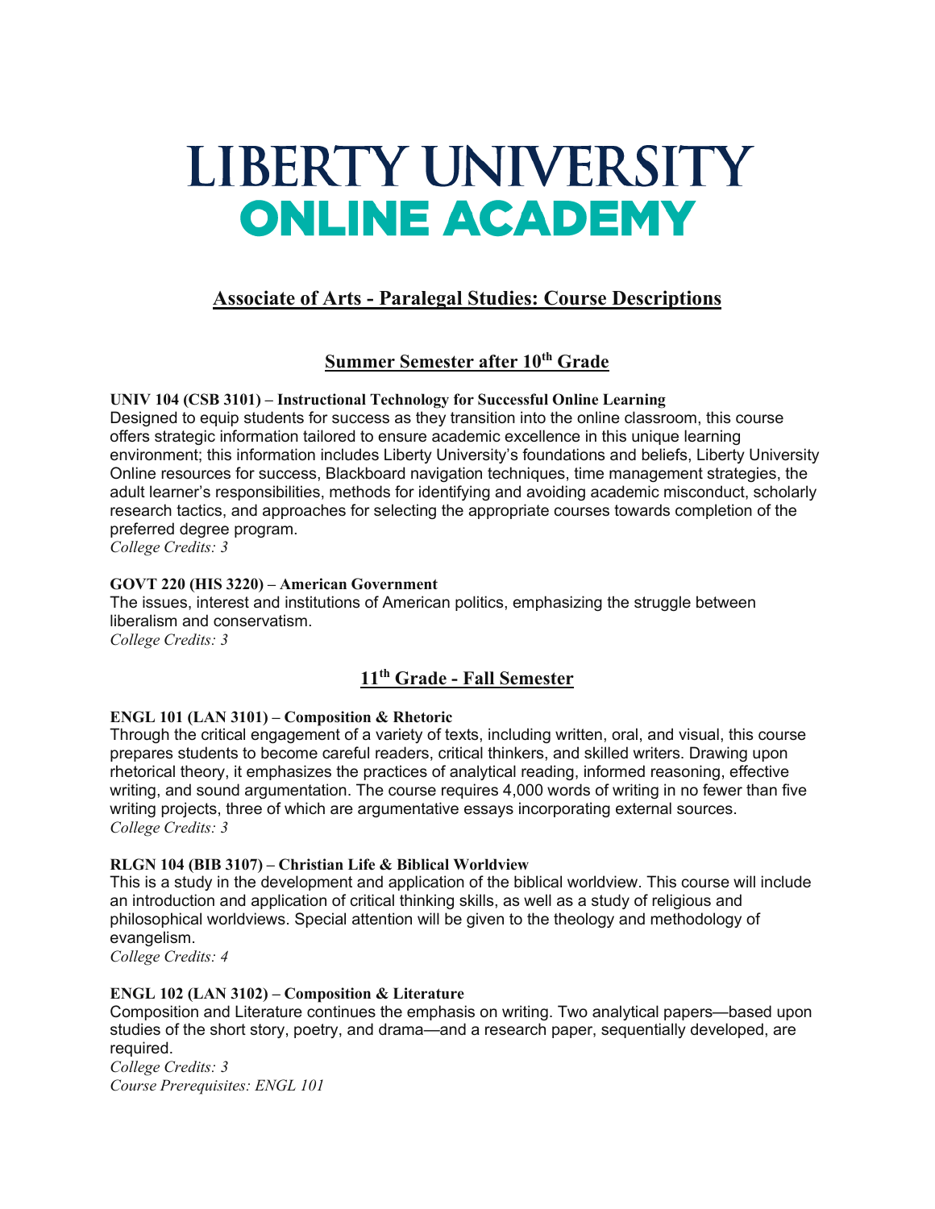# LIBERTY UNIVERSITY
# ONLINE ACADEMY

## Associate of Arts - Paralegal Studies: Course Descriptions

### Summer Semester after 10th Grade

**UNIV 104 (CSB 3101) – Instructional Technology for Successful Online Learning**
Designed to equip students for success as they transition into the online classroom, this course offers strategic information tailored to ensure academic excellence in this unique learning environment; this information includes Liberty University's foundations and beliefs, Liberty University Online resources for success, Blackboard navigation techniques, time management strategies, the adult learner's responsibilities, methods for identifying and avoiding academic misconduct, scholarly research tactics, and approaches for selecting the appropriate courses towards completion of the preferred degree program.
*College Credits: 3*

**GOVT 220 (HIS 3220) – American Government**
The issues, interest and institutions of American politics, emphasizing the struggle between liberalism and conservatism.
*College Credits: 3*

### 11th Grade - Fall Semester

**ENGL 101 (LAN 3101) – Composition & Rhetoric**
Through the critical engagement of a variety of texts, including written, oral, and visual, this course prepares students to become careful readers, critical thinkers, and skilled writers. Drawing upon rhetorical theory, it emphasizes the practices of analytical reading, informed reasoning, effective writing, and sound argumentation. The course requires 4,000 words of writing in no fewer than five writing projects, three of which are argumentative essays incorporating external sources.
*College Credits: 3*

**RLGN 104 (BIB 3107) – Christian Life & Biblical Worldview**
This is a study in the development and application of the biblical worldview. This course will include an introduction and application of critical thinking skills, as well as a study of religious and philosophical worldviews. Special attention will be given to the theology and methodology of evangelism.
*College Credits: 4*

**ENGL 102 (LAN 3102) – Composition & Literature**
Composition and Literature continues the emphasis on writing. Two analytical papers—based upon studies of the short story, poetry, and drama—and a research paper, sequentially developed, are required.
*College Credits: 3*
*Course Prerequisites: ENGL 101*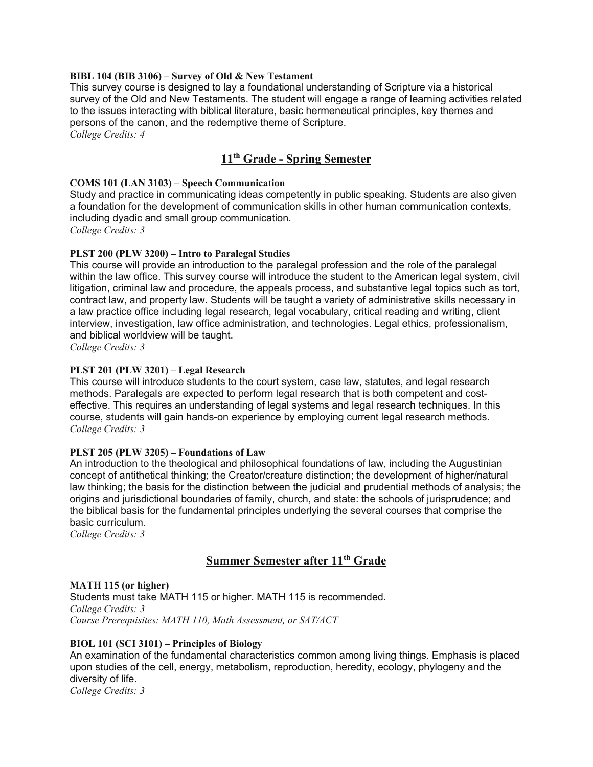**BIBL 104 (BIB 3106) – Survey of Old & New Testament**

This survey course is designed to lay a foundational understanding of Scripture via a historical survey of the Old and New Testaments. The student will engage a range of learning activities related to the issues interacting with biblical literature, basic hermeneutical principles, key themes and persons of the canon, and the redemptive theme of Scripture.

*College Credits: 4*

## 11th Grade - Spring Semester

**COMS 101 (LAN 3103) – Speech Communication**

Study and practice in communicating ideas competently in public speaking. Students are also given a foundation for the development of communication skills in other human communication contexts, including dyadic and small group communication.

*College Credits: 3*

**PLST 200 (PLW 3200) – Intro to Paralegal Studies**

This course will provide an introduction to the paralegal profession and the role of the paralegal within the law office. This survey course will introduce the student to the American legal system, civil litigation, criminal law and procedure, the appeals process, and substantive legal topics such as tort, contract law, and property law. Students will be taught a variety of administrative skills necessary in a law practice office including legal research, legal vocabulary, critical reading and writing, client interview, investigation, law office administration, and technologies. Legal ethics, professionalism, and biblical worldview will be taught.

*College Credits: 3*

**PLST 201 (PLW 3201) – Legal Research**

This course will introduce students to the court system, case law, statutes, and legal research methods. Paralegals are expected to perform legal research that is both competent and cost-effective. This requires an understanding of legal systems and legal research techniques. In this course, students will gain hands-on experience by employing current legal research methods.

*College Credits: 3*

**PLST 205 (PLW 3205) – Foundations of Law**

An introduction to the theological and philosophical foundations of law, including the Augustinian concept of antithetical thinking; the Creator/creature distinction; the development of higher/natural law thinking; the basis for the distinction between the judicial and prudential methods of analysis; the origins and jurisdictional boundaries of family, church, and state: the schools of jurisprudence; and the biblical basis for the fundamental principles underlying the several courses that comprise the basic curriculum.

*College Credits: 3*

## Summer Semester after 11th Grade

**MATH 115 (or higher)**

Students must take MATH 115 or higher. MATH 115 is recommended.

*College Credits: 3*

*Course Prerequisites: MATH 110, Math Assessment, or SAT/ACT*

**BIOL 101 (SCI 3101) – Principles of Biology**

An examination of the fundamental characteristics common among living things. Emphasis is placed upon studies of the cell, energy, metabolism, reproduction, heredity, ecology, phylogeny and the diversity of life.

*College Credits: 3*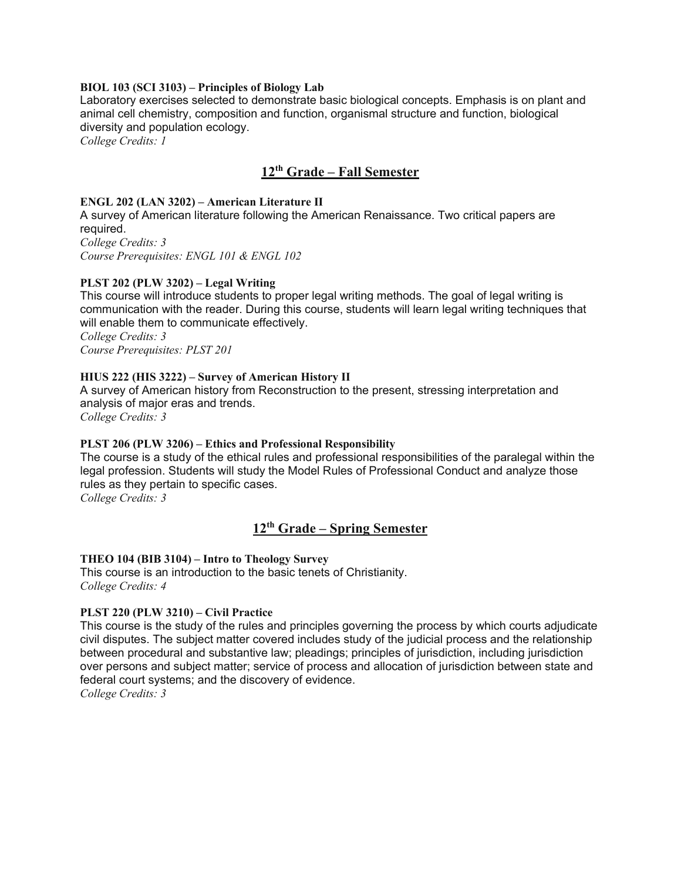**BIOL 103 (SCI 3103) – Principles of Biology Lab**

Laboratory exercises selected to demonstrate basic biological concepts. Emphasis is on plant and animal cell chemistry, composition and function, organismal structure and function, biological diversity and population ecology.

*College Credits: 1*

## 12th Grade – Fall Semester

**ENGL 202 (LAN 3202) – American Literature II**

A survey of American literature following the American Renaissance. Two critical papers are required.

*College Credits: 3*
*Course Prerequisites: ENGL 101 & ENGL 102*

**PLST 202 (PLW 3202) – Legal Writing**

This course will introduce students to proper legal writing methods. The goal of legal writing is communication with the reader. During this course, students will learn legal writing techniques that will enable them to communicate effectively.

*College Credits: 3*
*Course Prerequisites: PLST 201*

**HIUS 222 (HIS 3222) – Survey of American History II**

A survey of American history from Reconstruction to the present, stressing interpretation and analysis of major eras and trends.

*College Credits: 3*

**PLST 206 (PLW 3206) – Ethics and Professional Responsibility**

The course is a study of the ethical rules and professional responsibilities of the paralegal within the legal profession. Students will study the Model Rules of Professional Conduct and analyze those rules as they pertain to specific cases.

*College Credits: 3*

## 12th Grade – Spring Semester

**THEO 104 (BIB 3104) – Intro to Theology Survey**

This course is an introduction to the basic tenets of Christianity.

*College Credits: 4*

**PLST 220 (PLW 3210) – Civil Practice**

This course is the study of the rules and principles governing the process by which courts adjudicate civil disputes. The subject matter covered includes study of the judicial process and the relationship between procedural and substantive law; pleadings; principles of jurisdiction, including jurisdiction over persons and subject matter; service of process and allocation of jurisdiction between state and federal court systems; and the discovery of evidence.

*College Credits: 3*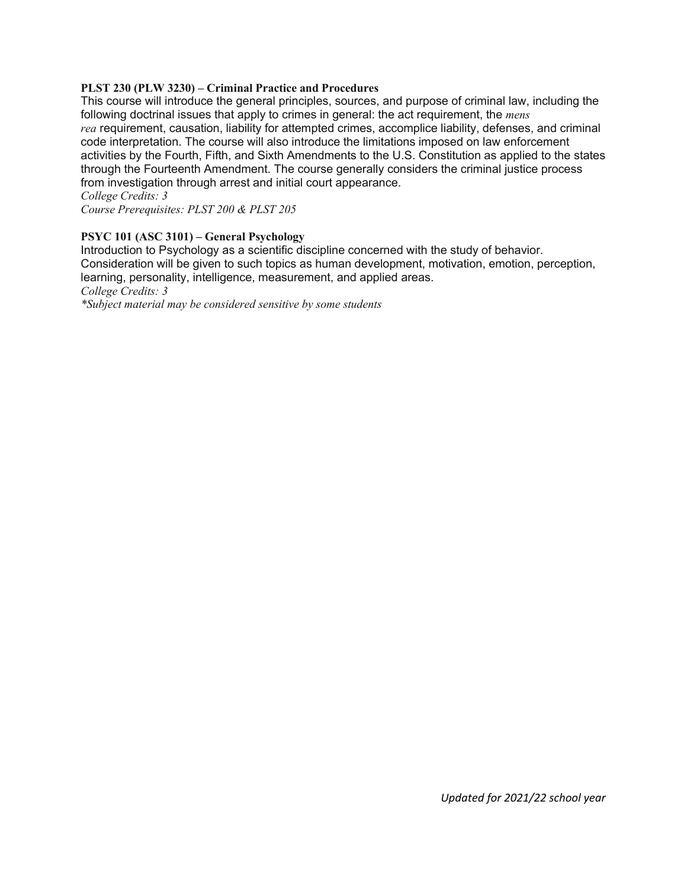**PLST 230 (PLW 3230) – Criminal Practice and Procedures**

This course will introduce the general principles, sources, and purpose of criminal law, including the following doctrinal issues that apply to crimes in general: the act requirement, the *mens rea* requirement, causation, liability for attempted crimes, accomplice liability, defenses, and criminal code interpretation. The course will also introduce the limitations imposed on law enforcement activities by the Fourth, Fifth, and Sixth Amendments to the U.S. Constitution as applied to the states through the Fourteenth Amendment. The course generally considers the criminal justice process from investigation through arrest and initial court appearance.

*College Credits: 3*

*Course Prerequisites: PLST 200 & PLST 205*

**PSYC 101 (ASC 3101) – General Psychology**

Introduction to Psychology as a scientific discipline concerned with the study of behavior. Consideration will be given to such topics as human development, motivation, emotion, perception, learning, personality, intelligence, measurement, and applied areas.

*College Credits: 3*

*\*Subject material may be considered sensitive by some students*

*Updated for 2021/22 school year*